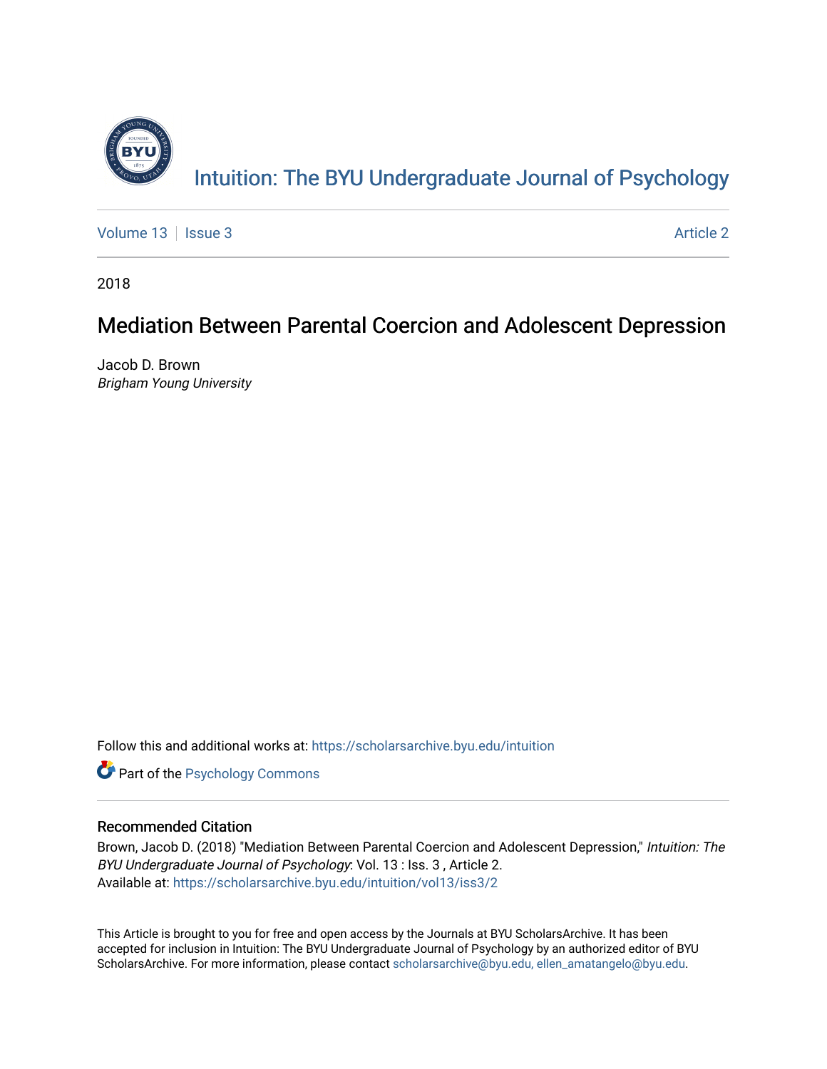# Intuition: The BYU Undergraduate Journal of Psychology

Volume 13 | Issue 3 | Article 2

2018

## Mediation Between Parental Coercion and Adolescent Depression

Jacob D. Brown
*Brigham Young University*

Follow this and additional works at: https://scholarsarchive.byu.edu/intuition

Part of the Psychology Commons

### Recommended Citation

Brown, Jacob D. (2018) "Mediation Between Parental Coercion and Adolescent Depression," *Intuition: The BYU Undergraduate Journal of Psychology*: Vol. 13 : Iss. 3 , Article 2.
Available at: https://scholarsarchive.byu.edu/intuition/vol13/iss3/2

This Article is brought to you for free and open access by the Journals at BYU ScholarsArchive. It has been accepted for inclusion in Intuition: The BYU Undergraduate Journal of Psychology by an authorized editor of BYU ScholarsArchive. For more information, please contact scholarsarchive@byu.edu, ellen_amatangelo@byu.edu.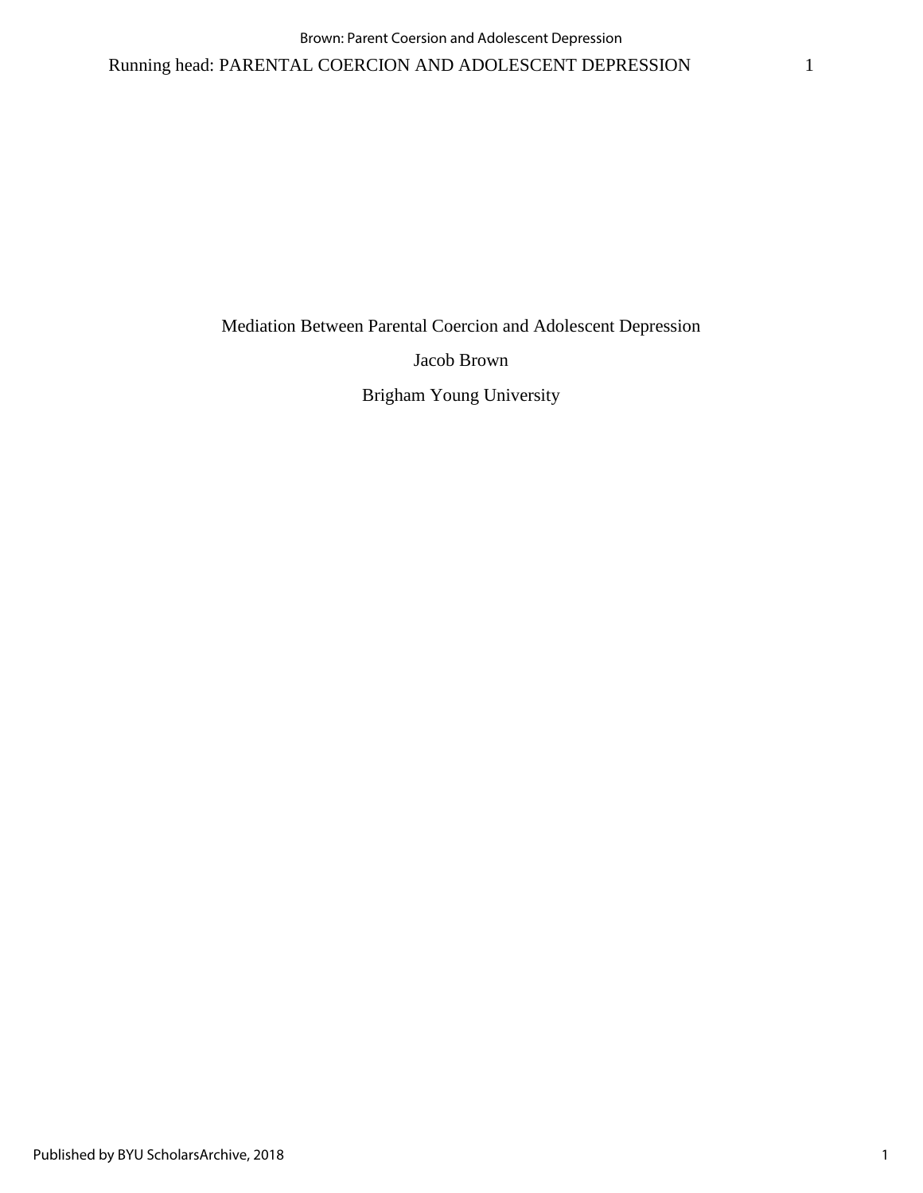# Mediation Between Parental Coercion and Adolescent Depression

Jacob Brown

Brigham Young University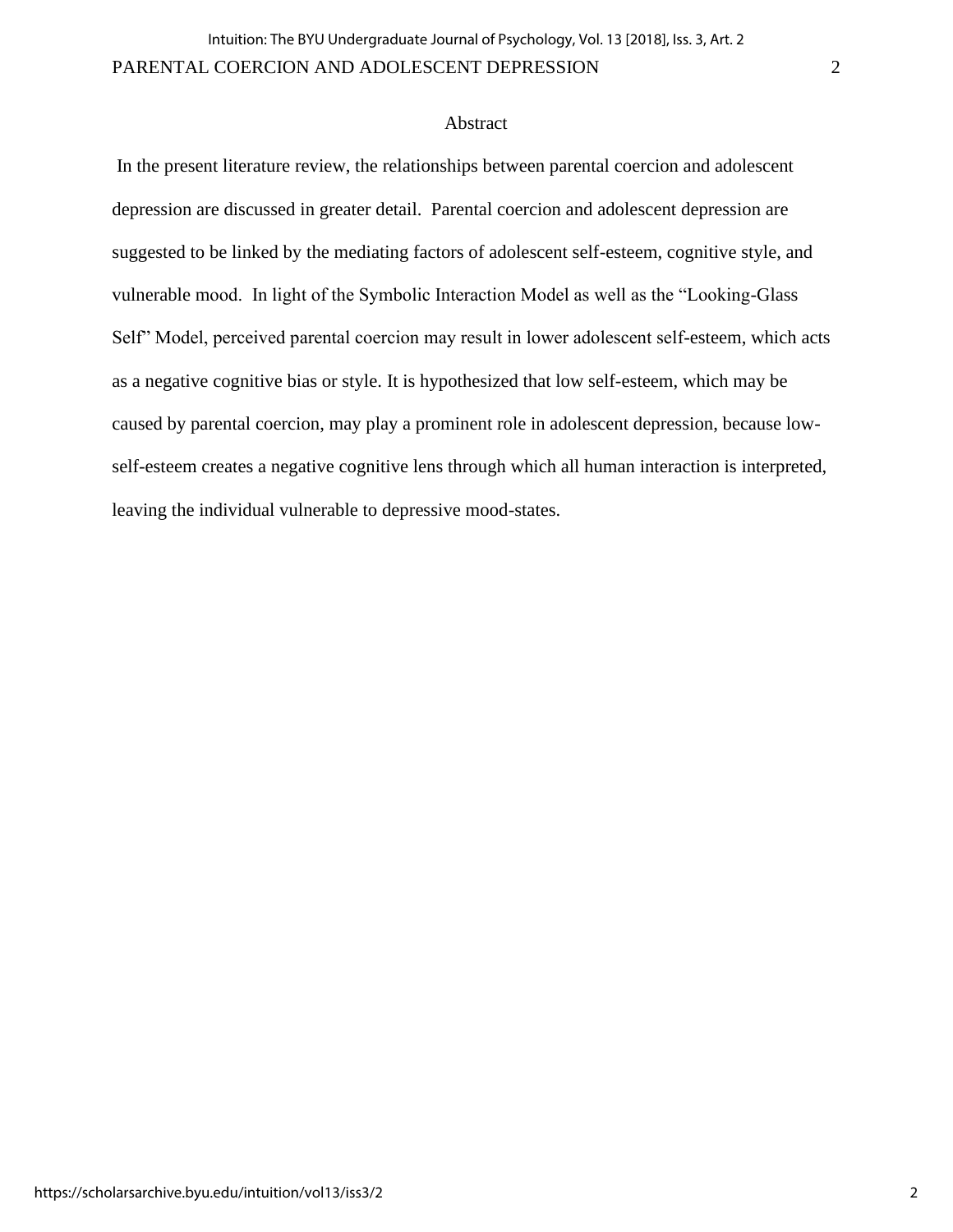## Abstract

In the present literature review, the relationships between parental coercion and adolescent depression are discussed in greater detail. Parental coercion and adolescent depression are suggested to be linked by the mediating factors of adolescent self-esteem, cognitive style, and vulnerable mood. In light of the Symbolic Interaction Model as well as the "Looking-Glass Self" Model, perceived parental coercion may result in lower adolescent self-esteem, which acts as a negative cognitive bias or style. It is hypothesized that low self-esteem, which may be caused by parental coercion, may play a prominent role in adolescent depression, because low-self-esteem creates a negative cognitive lens through which all human interaction is interpreted, leaving the individual vulnerable to depressive mood-states.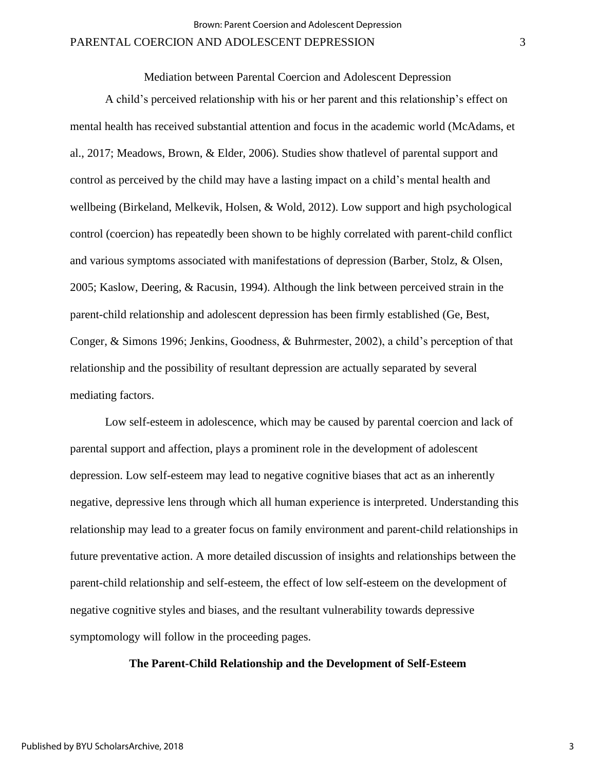## Mediation between Parental Coercion and Adolescent Depression

A child's perceived relationship with his or her parent and this relationship's effect on mental health has received substantial attention and focus in the academic world (McAdams, et al., 2017; Meadows, Brown, & Elder, 2006). Studies show thatlevel of parental support and control as perceived by the child may have a lasting impact on a child's mental health and wellbeing (Birkeland, Melkevik, Holsen, & Wold, 2012). Low support and high psychological control (coercion) has repeatedly been shown to be highly correlated with parent-child conflict and various symptoms associated with manifestations of depression (Barber, Stolz, & Olsen, 2005; Kaslow, Deering, & Racusin, 1994). Although the link between perceived strain in the parent-child relationship and adolescent depression has been firmly established (Ge, Best, Conger, & Simons 1996; Jenkins, Goodness, & Buhrmester, 2002), a child's perception of that relationship and the possibility of resultant depression are actually separated by several mediating factors.

Low self-esteem in adolescence, which may be caused by parental coercion and lack of parental support and affection, plays a prominent role in the development of adolescent depression. Low self-esteem may lead to negative cognitive biases that act as an inherently negative, depressive lens through which all human experience is interpreted. Understanding this relationship may lead to a greater focus on family environment and parent-child relationships in future preventative action. A more detailed discussion of insights and relationships between the parent-child relationship and self-esteem, the effect of low self-esteem on the development of negative cognitive styles and biases, and the resultant vulnerability towards depressive symptomology will follow in the proceeding pages.

### The Parent-Child Relationship and the Development of Self-Esteem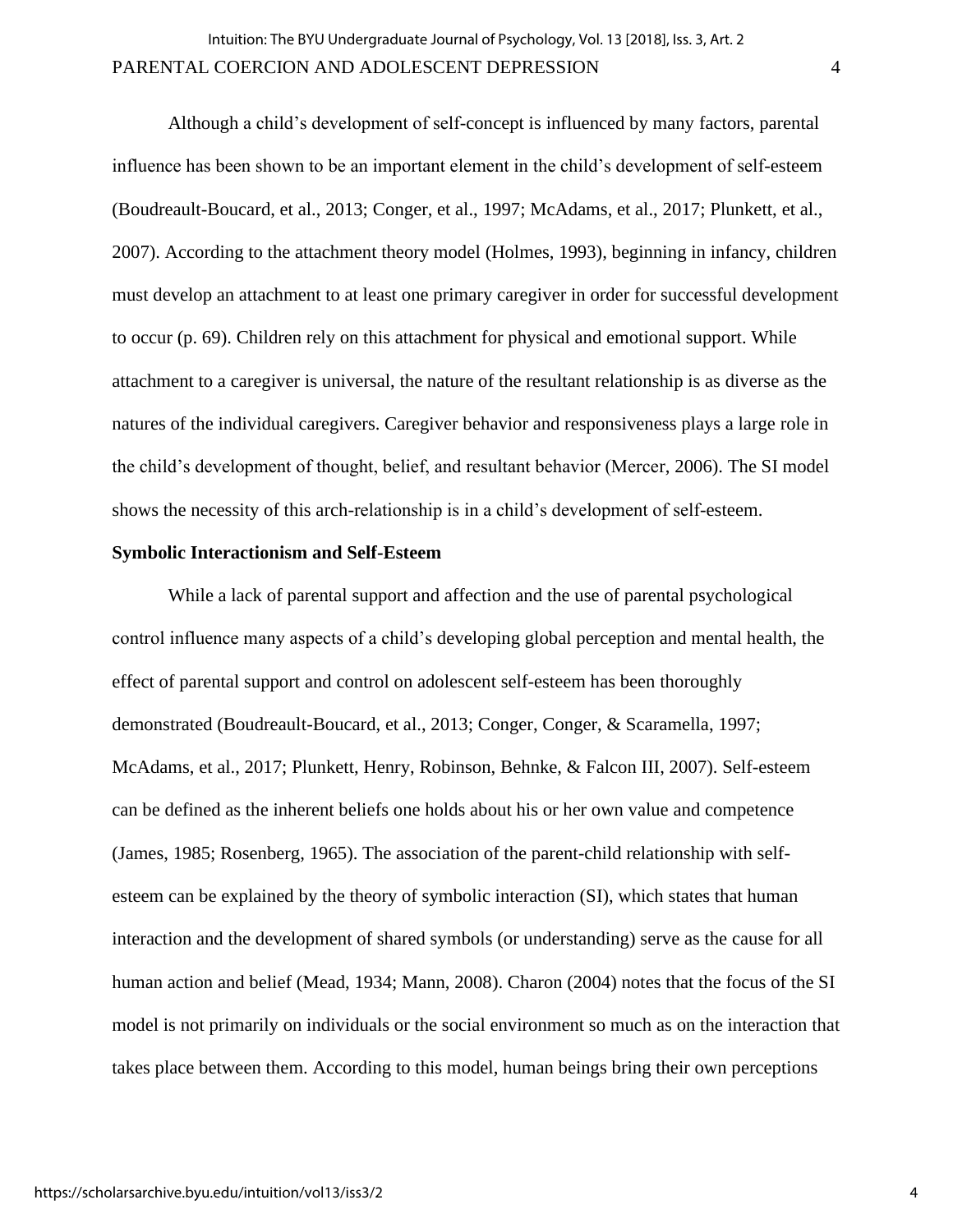Although a child's development of self-concept is influenced by many factors, parental influence has been shown to be an important element in the child's development of self-esteem (Boudreault-Boucard, et al., 2013; Conger, et al., 1997; McAdams, et al., 2017; Plunkett, et al., 2007). According to the attachment theory model (Holmes, 1993), beginning in infancy, children must develop an attachment to at least one primary caregiver in order for successful development to occur (p. 69). Children rely on this attachment for physical and emotional support. While attachment to a caregiver is universal, the nature of the resultant relationship is as diverse as the natures of the individual caregivers. Caregiver behavior and responsiveness plays a large role in the child's development of thought, belief, and resultant behavior (Mercer, 2006). The SI model shows the necessity of this arch-relationship is in a child's development of self-esteem.

**Symbolic Interactionism and Self-Esteem**

While a lack of parental support and affection and the use of parental psychological control influence many aspects of a child's developing global perception and mental health, the effect of parental support and control on adolescent self-esteem has been thoroughly demonstrated (Boudreault-Boucard, et al., 2013; Conger, Conger, & Scaramella, 1997; McAdams, et al., 2017; Plunkett, Henry, Robinson, Behnke, & Falcon III, 2007). Self-esteem can be defined as the inherent beliefs one holds about his or her own value and competence (James, 1985; Rosenberg, 1965). The association of the parent-child relationship with self-esteem can be explained by the theory of symbolic interaction (SI), which states that human interaction and the development of shared symbols (or understanding) serve as the cause for all human action and belief (Mead, 1934; Mann, 2008). Charon (2004) notes that the focus of the SI model is not primarily on individuals or the social environment so much as on the interaction that takes place between them. According to this model, human beings bring their own perceptions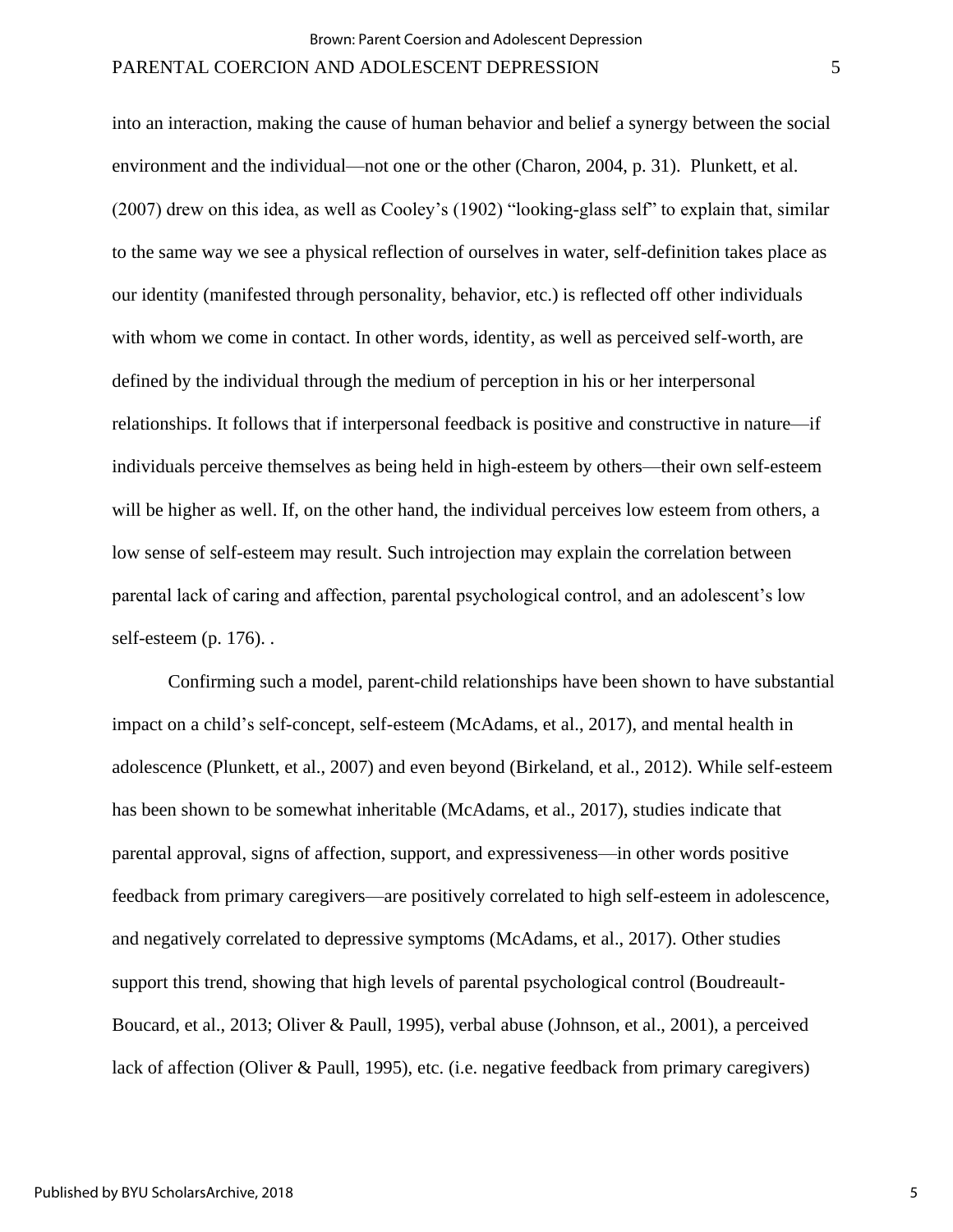into an interaction, making the cause of human behavior and belief a synergy between the social environment and the individual—not one or the other (Charon, 2004, p. 31). Plunkett, et al. (2007) drew on this idea, as well as Cooley's (1902) "looking-glass self" to explain that, similar to the same way we see a physical reflection of ourselves in water, self-definition takes place as our identity (manifested through personality, behavior, etc.) is reflected off other individuals with whom we come in contact. In other words, identity, as well as perceived self-worth, are defined by the individual through the medium of perception in his or her interpersonal relationships. It follows that if interpersonal feedback is positive and constructive in nature—if individuals perceive themselves as being held in high-esteem by others—their own self-esteem will be higher as well. If, on the other hand, the individual perceives low esteem from others, a low sense of self-esteem may result. Such introjection may explain the correlation between parental lack of caring and affection, parental psychological control, and an adolescent's low self-esteem (p. 176). .

Confirming such a model, parent-child relationships have been shown to have substantial impact on a child's self-concept, self-esteem (McAdams, et al., 2017), and mental health in adolescence (Plunkett, et al., 2007) and even beyond (Birkeland, et al., 2012). While self-esteem has been shown to be somewhat inheritable (McAdams, et al., 2017), studies indicate that parental approval, signs of affection, support, and expressiveness—in other words positive feedback from primary caregivers—are positively correlated to high self-esteem in adolescence, and negatively correlated to depressive symptoms (McAdams, et al., 2017). Other studies support this trend, showing that high levels of parental psychological control (Boudreault-Boucard, et al., 2013; Oliver & Paull, 1995), verbal abuse (Johnson, et al., 2001), a perceived lack of affection (Oliver & Paull, 1995), etc. (i.e. negative feedback from primary caregivers)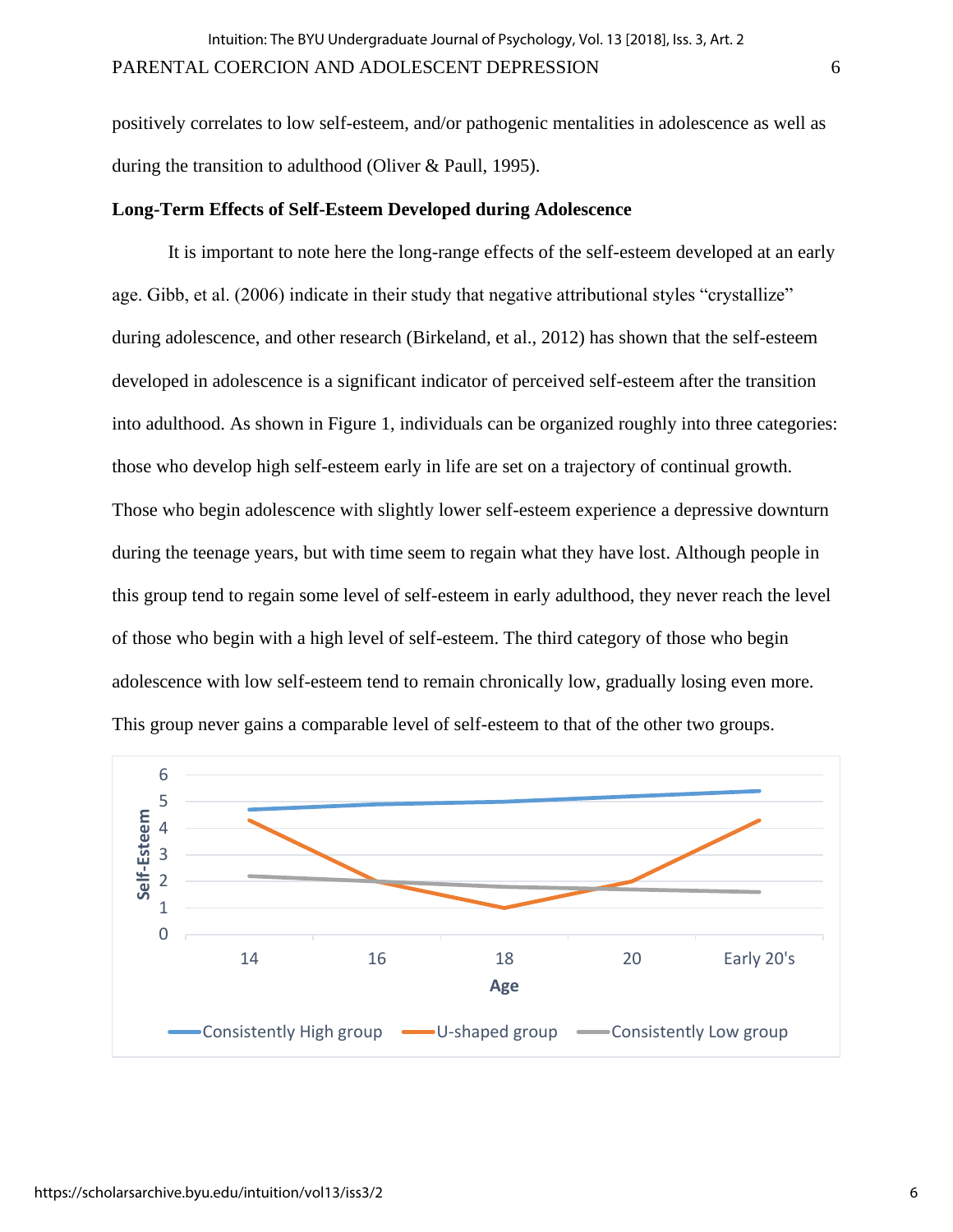positively correlates to low self-esteem, and/or pathogenic mentalities in adolescence as well as during the transition to adulthood (Oliver & Paull, 1995).

**Long-Term Effects of Self-Esteem Developed during Adolescence**

It is important to note here the long-range effects of the self-esteem developed at an early age. Gibb, et al. (2006) indicate in their study that negative attributional styles "crystallize" during adolescence, and other research (Birkeland, et al., 2012) has shown that the self-esteem developed in adolescence is a significant indicator of perceived self-esteem after the transition into adulthood. As shown in Figure 1, individuals can be organized roughly into three categories: those who develop high self-esteem early in life are set on a trajectory of continual growth. Those who begin adolescence with slightly lower self-esteem experience a depressive downturn during the teenage years, but with time seem to regain what they have lost. Although people in this group tend to regain some level of self-esteem in early adulthood, they never reach the level of those who begin with a high level of self-esteem. The third category of those who begin adolescence with low self-esteem tend to remain chronically low, gradually losing even more. This group never gains a comparable level of self-esteem to that of the other two groups.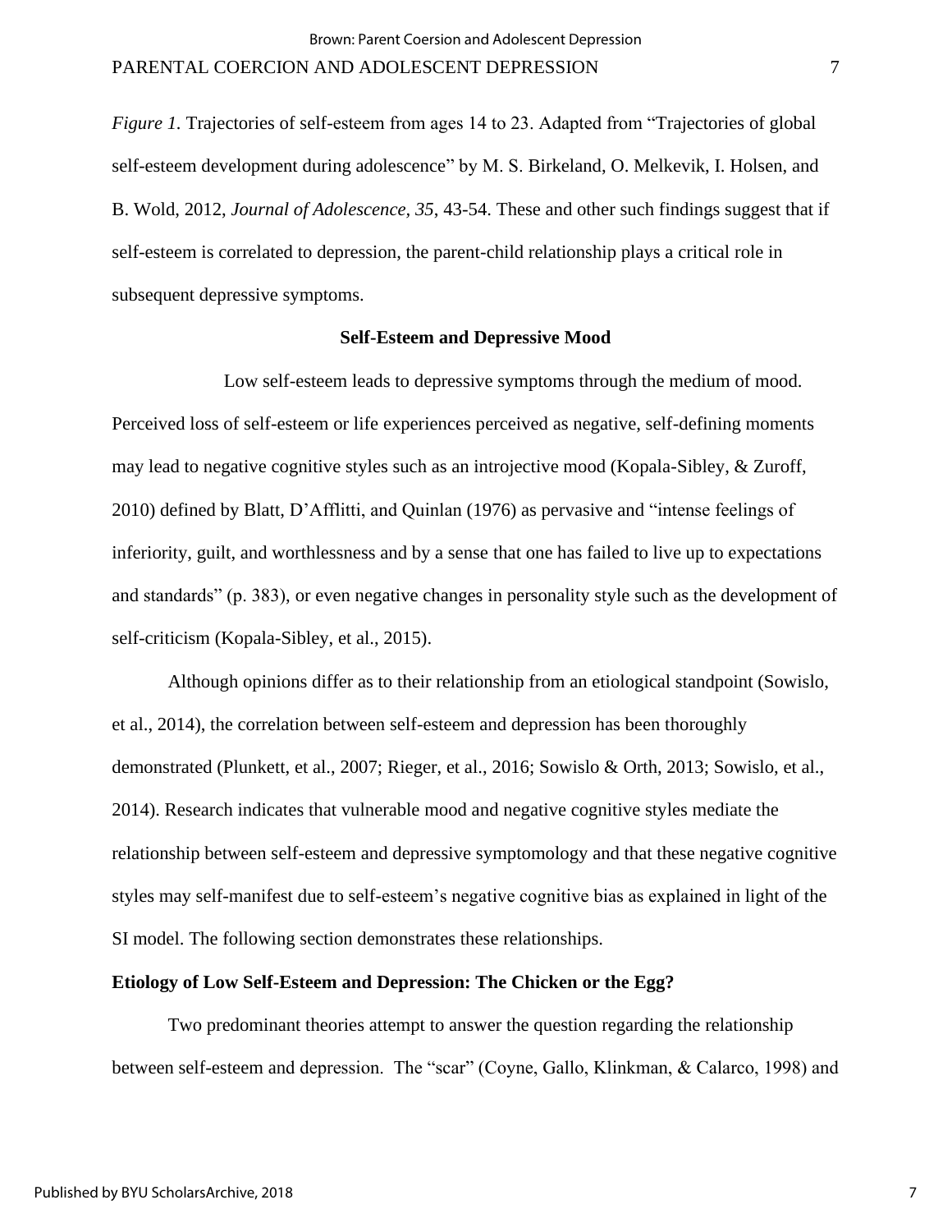*Figure 1.* Trajectories of self-esteem from ages 14 to 23. Adapted from "Trajectories of global self-esteem development during adolescence" by M. S. Birkeland, O. Melkevik, I. Holsen, and B. Wold, 2012, *Journal of Adolescence, 35*, 43-54. These and other such findings suggest that if self-esteem is correlated to depression, the parent-child relationship plays a critical role in subsequent depressive symptoms.

**Self-Esteem and Depressive Mood**

Low self-esteem leads to depressive symptoms through the medium of mood. Perceived loss of self-esteem or life experiences perceived as negative, self-defining moments may lead to negative cognitive styles such as an introjective mood (Kopala-Sibley, & Zuroff, 2010) defined by Blatt, D'Afflitti, and Quinlan (1976) as pervasive and "intense feelings of inferiority, guilt, and worthlessness and by a sense that one has failed to live up to expectations and standards" (p. 383), or even negative changes in personality style such as the development of self-criticism (Kopala-Sibley, et al., 2015).

Although opinions differ as to their relationship from an etiological standpoint (Sowislo, et al., 2014), the correlation between self-esteem and depression has been thoroughly demonstrated (Plunkett, et al., 2007; Rieger, et al., 2016; Sowislo & Orth, 2013; Sowislo, et al., 2014). Research indicates that vulnerable mood and negative cognitive styles mediate the relationship between self-esteem and depressive symptomology and that these negative cognitive styles may self-manifest due to self-esteem's negative cognitive bias as explained in light of the SI model. The following section demonstrates these relationships.

**Etiology of Low Self-Esteem and Depression: The Chicken or the Egg?**

Two predominant theories attempt to answer the question regarding the relationship between self-esteem and depression. The "scar" (Coyne, Gallo, Klinkman, & Calarco, 1998) and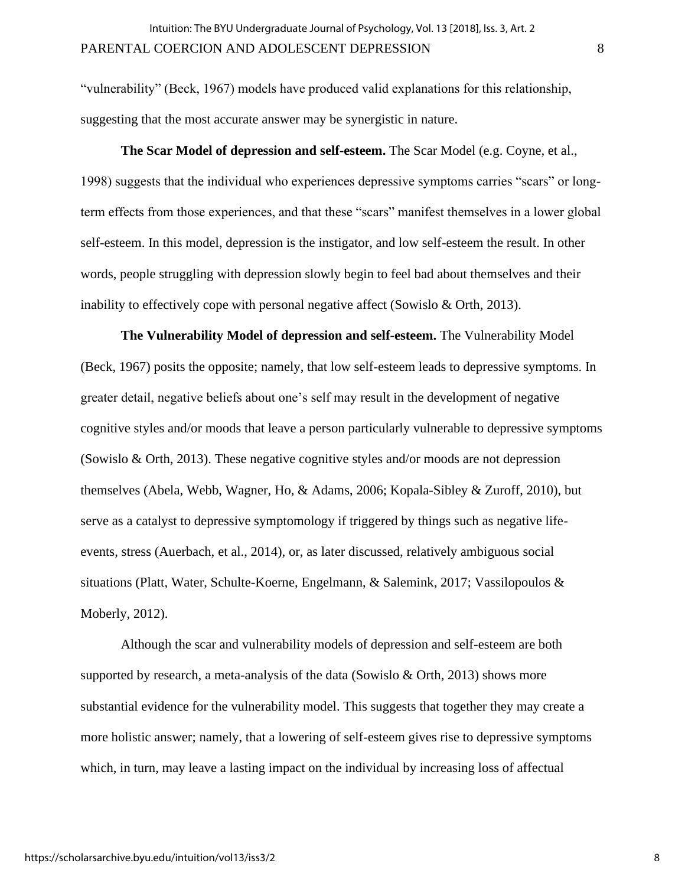"vulnerability" (Beck, 1967) models have produced valid explanations for this relationship, suggesting that the most accurate answer may be synergistic in nature.

**The Scar Model of depression and self-esteem.** The Scar Model (e.g. Coyne, et al., 1998) suggests that the individual who experiences depressive symptoms carries "scars" or long-term effects from those experiences, and that these "scars" manifest themselves in a lower global self-esteem. In this model, depression is the instigator, and low self-esteem the result. In other words, people struggling with depression slowly begin to feel bad about themselves and their inability to effectively cope with personal negative affect (Sowislo & Orth, 2013).

**The Vulnerability Model of depression and self-esteem.** The Vulnerability Model (Beck, 1967) posits the opposite; namely, that low self-esteem leads to depressive symptoms. In greater detail, negative beliefs about one's self may result in the development of negative cognitive styles and/or moods that leave a person particularly vulnerable to depressive symptoms (Sowislo & Orth, 2013). These negative cognitive styles and/or moods are not depression themselves (Abela, Webb, Wagner, Ho, & Adams, 2006; Kopala-Sibley & Zuroff, 2010), but serve as a catalyst to depressive symptomology if triggered by things such as negative life-events, stress (Auerbach, et al., 2014), or, as later discussed, relatively ambiguous social situations (Platt, Water, Schulte-Koerne, Engelmann, & Salemink, 2017; Vassilopoulos & Moberly, 2012).

Although the scar and vulnerability models of depression and self-esteem are both supported by research, a meta-analysis of the data (Sowislo & Orth, 2013) shows more substantial evidence for the vulnerability model. This suggests that together they may create a more holistic answer; namely, that a lowering of self-esteem gives rise to depressive symptoms which, in turn, may leave a lasting impact on the individual by increasing loss of affectual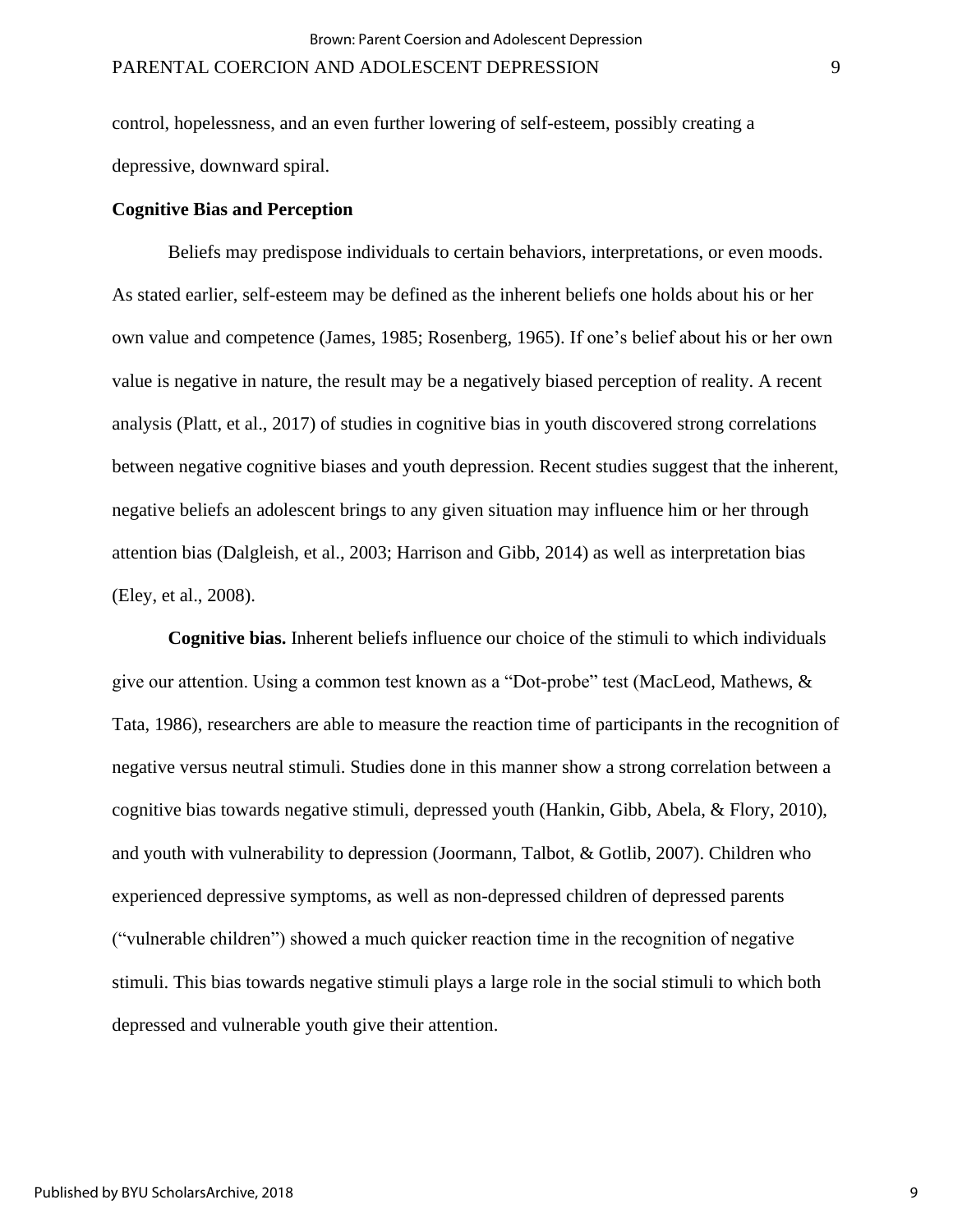control, hopelessness, and an even further lowering of self-esteem, possibly creating a depressive, downward spiral.

**Cognitive Bias and Perception**

Beliefs may predispose individuals to certain behaviors, interpretations, or even moods. As stated earlier, self-esteem may be defined as the inherent beliefs one holds about his or her own value and competence (James, 1985; Rosenberg, 1965). If one's belief about his or her own value is negative in nature, the result may be a negatively biased perception of reality. A recent analysis (Platt, et al., 2017) of studies in cognitive bias in youth discovered strong correlations between negative cognitive biases and youth depression. Recent studies suggest that the inherent, negative beliefs an adolescent brings to any given situation may influence him or her through attention bias (Dalgleish, et al., 2003; Harrison and Gibb, 2014) as well as interpretation bias (Eley, et al., 2008).

**Cognitive bias.** Inherent beliefs influence our choice of the stimuli to which individuals give our attention. Using a common test known as a "Dot-probe" test (MacLeod, Mathews, & Tata, 1986), researchers are able to measure the reaction time of participants in the recognition of negative versus neutral stimuli. Studies done in this manner show a strong correlation between a cognitive bias towards negative stimuli, depressed youth (Hankin, Gibb, Abela, & Flory, 2010), and youth with vulnerability to depression (Joormann, Talbot, & Gotlib, 2007). Children who experienced depressive symptoms, as well as non-depressed children of depressed parents ("vulnerable children") showed a much quicker reaction time in the recognition of negative stimuli. This bias towards negative stimuli plays a large role in the social stimuli to which both depressed and vulnerable youth give their attention.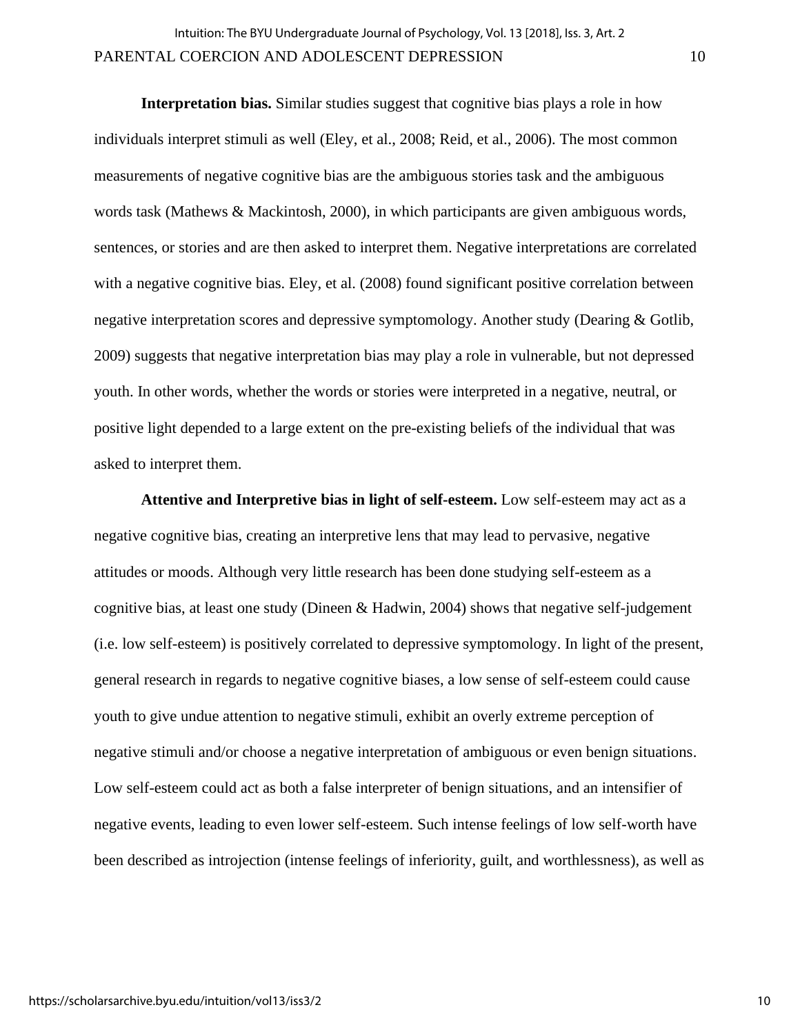**Interpretation bias.** Similar studies suggest that cognitive bias plays a role in how individuals interpret stimuli as well (Eley, et al., 2008; Reid, et al., 2006). The most common measurements of negative cognitive bias are the ambiguous stories task and the ambiguous words task (Mathews & Mackintosh, 2000), in which participants are given ambiguous words, sentences, or stories and are then asked to interpret them. Negative interpretations are correlated with a negative cognitive bias. Eley, et al. (2008) found significant positive correlation between negative interpretation scores and depressive symptomology. Another study (Dearing & Gotlib, 2009) suggests that negative interpretation bias may play a role in vulnerable, but not depressed youth. In other words, whether the words or stories were interpreted in a negative, neutral, or positive light depended to a large extent on the pre-existing beliefs of the individual that was asked to interpret them.

**Attentive and Interpretive bias in light of self-esteem.** Low self-esteem may act as a negative cognitive bias, creating an interpretive lens that may lead to pervasive, negative attitudes or moods. Although very little research has been done studying self-esteem as a cognitive bias, at least one study (Dineen & Hadwin, 2004) shows that negative self-judgement (i.e. low self-esteem) is positively correlated to depressive symptomology. In light of the present, general research in regards to negative cognitive biases, a low sense of self-esteem could cause youth to give undue attention to negative stimuli, exhibit an overly extreme perception of negative stimuli and/or choose a negative interpretation of ambiguous or even benign situations. Low self-esteem could act as both a false interpreter of benign situations, and an intensifier of negative events, leading to even lower self-esteem. Such intense feelings of low self-worth have been described as introjection (intense feelings of inferiority, guilt, and worthlessness), as well as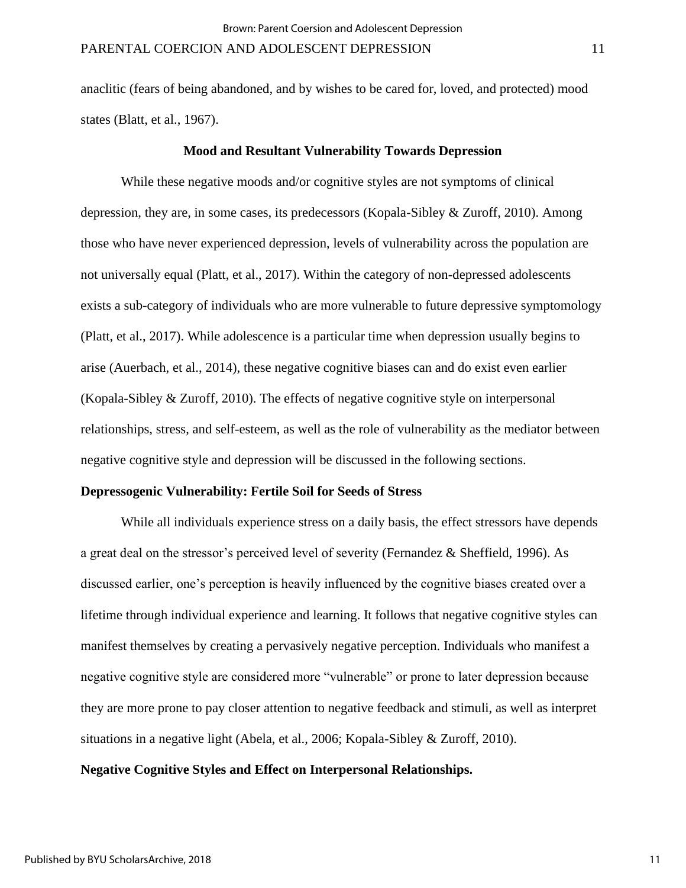anaclitic (fears of being abandoned, and by wishes to be cared for, loved, and protected) mood states (Blatt, et al., 1967).

## Mood and Resultant Vulnerability Towards Depression

While these negative moods and/or cognitive styles are not symptoms of clinical depression, they are, in some cases, its predecessors (Kopala-Sibley & Zuroff, 2010). Among those who have never experienced depression, levels of vulnerability across the population are not universally equal (Platt, et al., 2017). Within the category of non-depressed adolescents exists a sub-category of individuals who are more vulnerable to future depressive symptomology (Platt, et al., 2017). While adolescence is a particular time when depression usually begins to arise (Auerbach, et al., 2014), these negative cognitive biases can and do exist even earlier (Kopala-Sibley & Zuroff, 2010). The effects of negative cognitive style on interpersonal relationships, stress, and self-esteem, as well as the role of vulnerability as the mediator between negative cognitive style and depression will be discussed in the following sections.

### Depressogenic Vulnerability: Fertile Soil for Seeds of Stress

While all individuals experience stress on a daily basis, the effect stressors have depends a great deal on the stressor's perceived level of severity (Fernandez & Sheffield, 1996). As discussed earlier, one's perception is heavily influenced by the cognitive biases created over a lifetime through individual experience and learning. It follows that negative cognitive styles can manifest themselves by creating a pervasively negative perception. Individuals who manifest a negative cognitive style are considered more "vulnerable" or prone to later depression because they are more prone to pay closer attention to negative feedback and stimuli, as well as interpret situations in a negative light (Abela, et al., 2006; Kopala-Sibley & Zuroff, 2010).

### Negative Cognitive Styles and Effect on Interpersonal Relationships.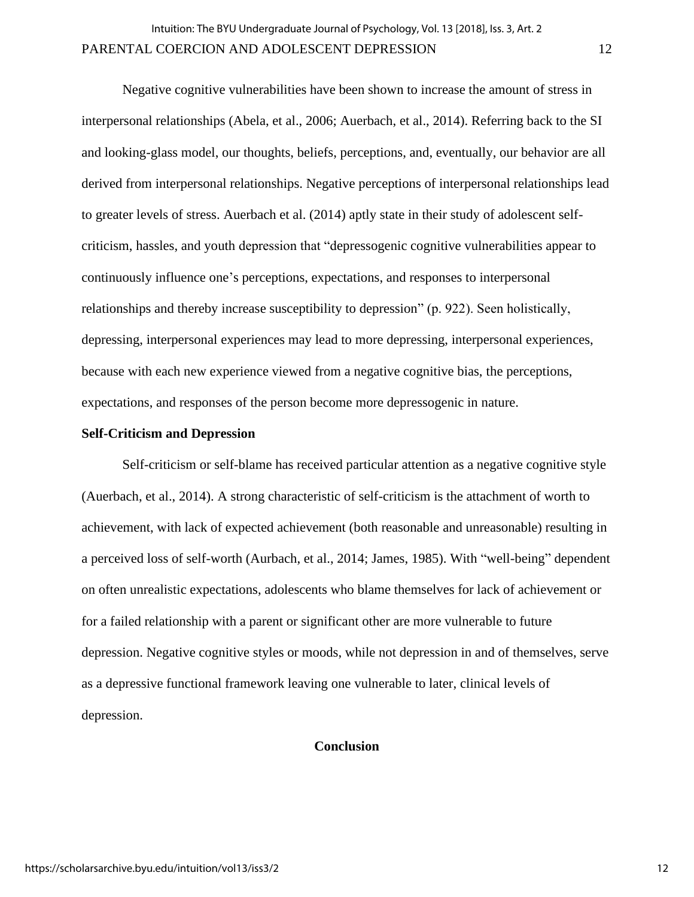Negative cognitive vulnerabilities have been shown to increase the amount of stress in interpersonal relationships (Abela, et al., 2006; Auerbach, et al., 2014). Referring back to the SI and looking-glass model, our thoughts, beliefs, perceptions, and, eventually, our behavior are all derived from interpersonal relationships. Negative perceptions of interpersonal relationships lead to greater levels of stress. Auerbach et al. (2014) aptly state in their study of adolescent self-criticism, hassles, and youth depression that "depressogenic cognitive vulnerabilities appear to continuously influence one's perceptions, expectations, and responses to interpersonal relationships and thereby increase susceptibility to depression" (p. 922). Seen holistically, depressing, interpersonal experiences may lead to more depressing, interpersonal experiences, because with each new experience viewed from a negative cognitive bias, the perceptions, expectations, and responses of the person become more depressogenic in nature.

### Self-Criticism and Depression

Self-criticism or self-blame has received particular attention as a negative cognitive style (Auerbach, et al., 2014). A strong characteristic of self-criticism is the attachment of worth to achievement, with lack of expected achievement (both reasonable and unreasonable) resulting in a perceived loss of self-worth (Aurbach, et al., 2014; James, 1985). With "well-being" dependent on often unrealistic expectations, adolescents who blame themselves for lack of achievement or for a failed relationship with a parent or significant other are more vulnerable to future depression. Negative cognitive styles or moods, while not depression in and of themselves, serve as a depressive functional framework leaving one vulnerable to later, clinical levels of depression.

## Conclusion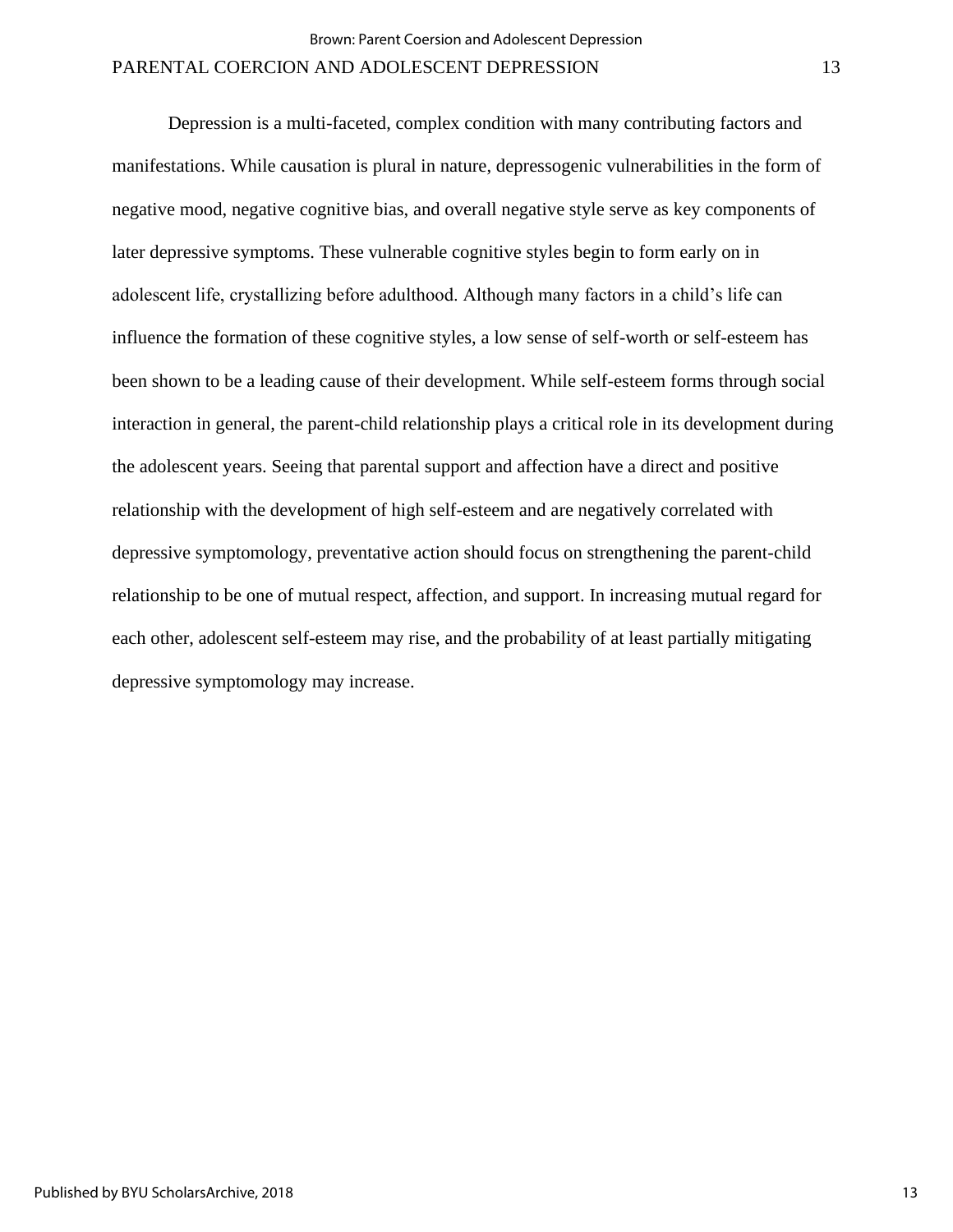Depression is a multi-faceted, complex condition with many contributing factors and manifestations. While causation is plural in nature, depressogenic vulnerabilities in the form of negative mood, negative cognitive bias, and overall negative style serve as key components of later depressive symptoms. These vulnerable cognitive styles begin to form early on in adolescent life, crystallizing before adulthood. Although many factors in a child's life can influence the formation of these cognitive styles, a low sense of self-worth or self-esteem has been shown to be a leading cause of their development. While self-esteem forms through social interaction in general, the parent-child relationship plays a critical role in its development during the adolescent years. Seeing that parental support and affection have a direct and positive relationship with the development of high self-esteem and are negatively correlated with depressive symptomology, preventative action should focus on strengthening the parent-child relationship to be one of mutual respect, affection, and support. In increasing mutual regard for each other, adolescent self-esteem may rise, and the probability of at least partially mitigating depressive symptomology may increase.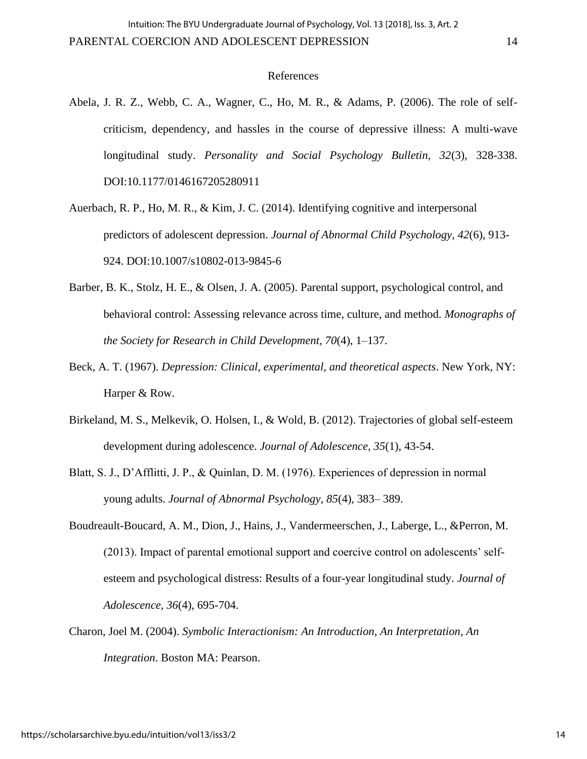# References

Abela, J. R. Z., Webb, C. A., Wagner, C., Ho, M. R., & Adams, P. (2006). The role of self-criticism, dependency, and hassles in the course of depressive illness: A multi-wave longitudinal study. *Personality and Social Psychology Bulletin*, *32*(3), 328-338. DOI:10.1177/0146167205280911

Auerbach, R. P., Ho, M. R., & Kim, J. C. (2014). Identifying cognitive and interpersonal predictors of adolescent depression. *Journal of Abnormal Child Psychology, 42*(6), 913-924. DOI:10.1007/s10802-013-9845-6

Barber, B. K., Stolz, H. E., & Olsen, J. A. (2005). Parental support, psychological control, and behavioral control: Assessing relevance across time, culture, and method. *Monographs of the Society for Research in Child Development*, *70*(4), 1–137.

Beck, A. T. (1967). *Depression: Clinical, experimental, and theoretical aspects*. New York, NY: Harper & Row.

Birkeland, M. S., Melkevik, O. Holsen, I., & Wold, B. (2012). Trajectories of global self-esteem development during adolescence. *Journal of Adolescence, 35*(1), 43-54.

Blatt, S. J., D'Afflitti, J. P., & Quinlan, D. M. (1976). Experiences of depression in normal young adults. *Journal of Abnormal Psychology, 85*(4), 383– 389.

Boudreault-Boucard, A. M., Dion, J., Hains, J., Vandermeerschen, J., Laberge, L., &Perron, M. (2013). Impact of parental emotional support and coercive control on adolescents' self-esteem and psychological distress: Results of a four-year longitudinal study. *Journal of Adolescence, 36*(4), 695-704.

Charon, Joel M. (2004). *Symbolic Interactionism: An Introduction, An Interpretation, An Integration*. Boston MA: Pearson.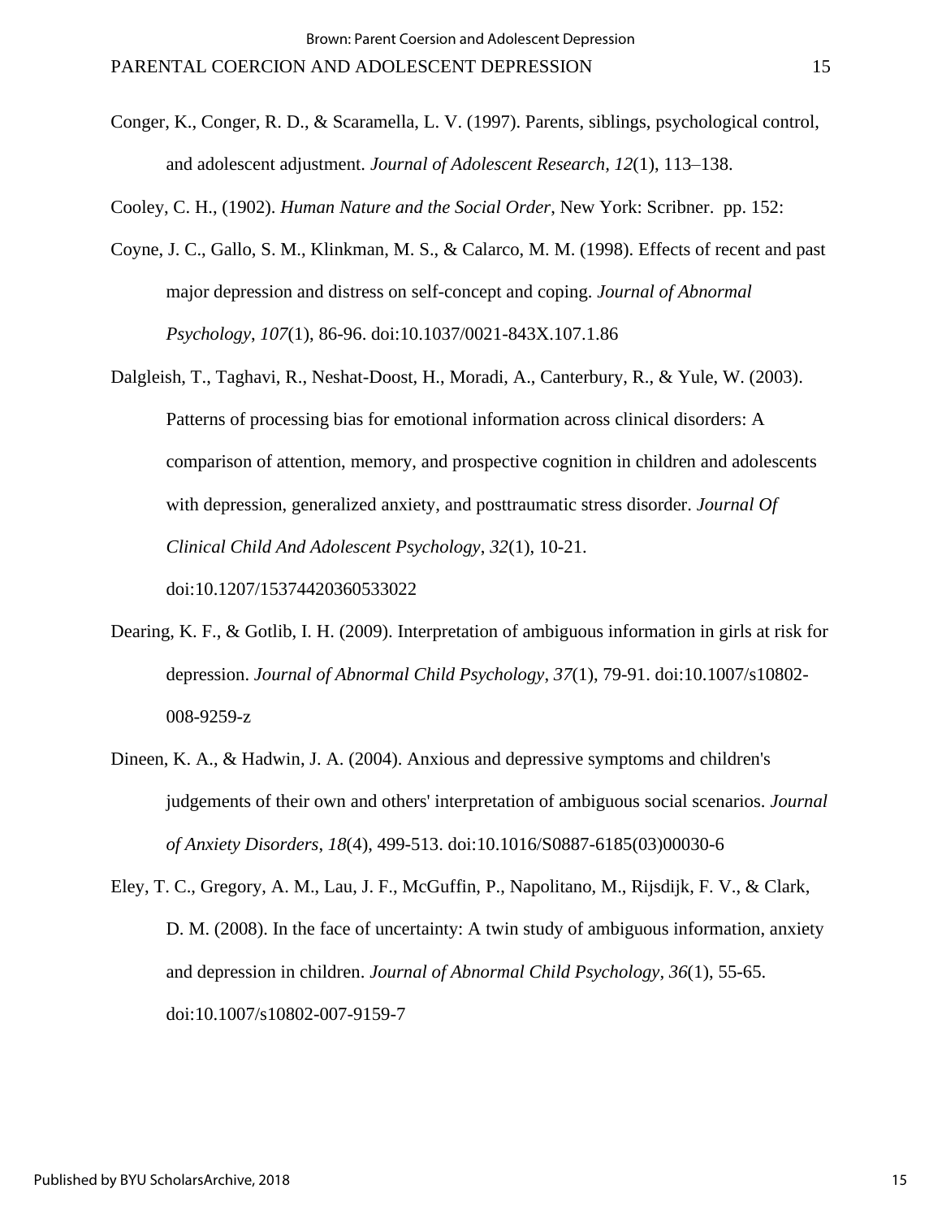Conger, K., Conger, R. D., & Scaramella, L. V. (1997). Parents, siblings, psychological control, and adolescent adjustment. *Journal of Adolescent Research, 12*(1), 113–138.

Cooley, C. H., (1902). *Human Nature and the Social Order*, New York: Scribner. pp. 152:

Coyne, J. C., Gallo, S. M., Klinkman, M. S., & Calarco, M. M. (1998). Effects of recent and past major depression and distress on self-concept and coping. *Journal of Abnormal Psychology*, *107*(1), 86-96. doi:10.1037/0021-843X.107.1.86

Dalgleish, T., Taghavi, R., Neshat-Doost, H., Moradi, A., Canterbury, R., & Yule, W. (2003). Patterns of processing bias for emotional information across clinical disorders: A comparison of attention, memory, and prospective cognition in children and adolescents with depression, generalized anxiety, and posttraumatic stress disorder. *Journal Of Clinical Child And Adolescent Psychology*, *32*(1), 10-21. doi:10.1207/15374420360533022

Dearing, K. F., & Gotlib, I. H. (2009). Interpretation of ambiguous information in girls at risk for depression. *Journal of Abnormal Child Psychology*, *37*(1), 79-91. doi:10.1007/s10802-008-9259-z

Dineen, K. A., & Hadwin, J. A. (2004). Anxious and depressive symptoms and children's judgements of their own and others' interpretation of ambiguous social scenarios. *Journal of Anxiety Disorders*, *18*(4), 499-513. doi:10.1016/S0887-6185(03)00030-6

Eley, T. C., Gregory, A. M., Lau, J. F., McGuffin, P., Napolitano, M., Rijsdijk, F. V., & Clark, D. M. (2008). In the face of uncertainty: A twin study of ambiguous information, anxiety and depression in children. *Journal of Abnormal Child Psychology*, *36*(1), 55-65. doi:10.1007/s10802-007-9159-7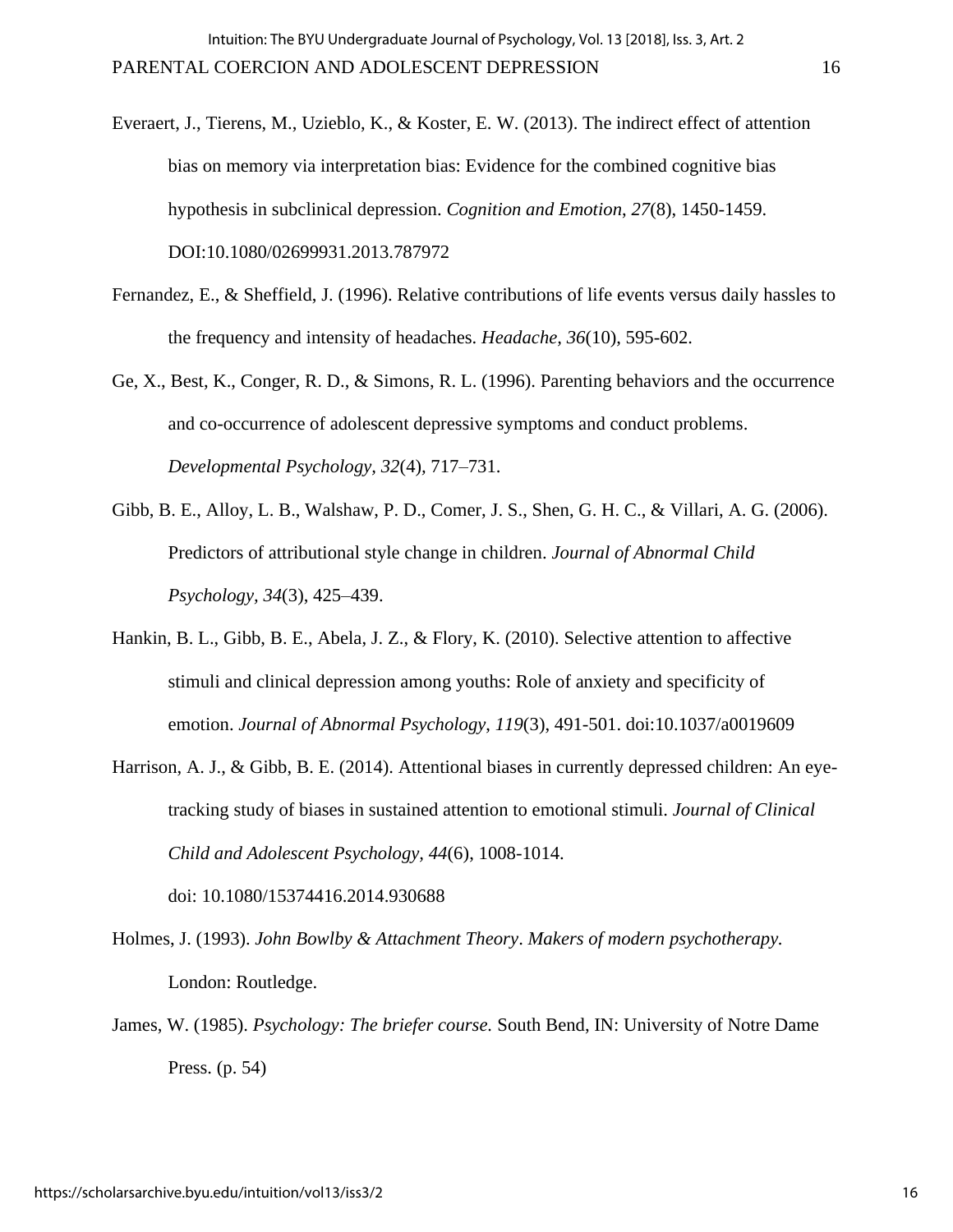Everaert, J., Tierens, M., Uzieblo, K., & Koster, E. W. (2013). The indirect effect of attention bias on memory via interpretation bias: Evidence for the combined cognitive bias hypothesis in subclinical depression. *Cognition and Emotion*, *27*(8), 1450-1459. DOI:10.1080/02699931.2013.787972

Fernandez, E., & Sheffield, J. (1996). Relative contributions of life events versus daily hassles to the frequency and intensity of headaches. *Headache, 36*(10), 595-602.

Ge, X., Best, K., Conger, R. D., & Simons, R. L. (1996). Parenting behaviors and the occurrence and co-occurrence of adolescent depressive symptoms and conduct problems. *Developmental Psychology, 32*(4), 717–731.

Gibb, B. E., Alloy, L. B., Walshaw, P. D., Comer, J. S., Shen, G. H. C., & Villari, A. G. (2006). Predictors of attributional style change in children. *Journal of Abnormal Child Psychology, 34*(3), 425–439.

Hankin, B. L., Gibb, B. E., Abela, J. Z., & Flory, K. (2010). Selective attention to affective stimuli and clinical depression among youths: Role of anxiety and specificity of emotion. *Journal of Abnormal Psychology*, *119*(3), 491-501. doi:10.1037/a0019609

Harrison, A. J., & Gibb, B. E. (2014). Attentional biases in currently depressed children: An eye-tracking study of biases in sustained attention to emotional stimuli. *Journal of Clinical Child and Adolescent Psychology*, *44*(6), 1008-1014. doi: 10.1080/15374416.2014.930688

Holmes, J. (1993). *John Bowlby & Attachment Theory*. *Makers of modern psychotherapy.* London: Routledge.

James, W. (1985). *Psychology: The briefer course.* South Bend, IN: University of Notre Dame Press. (p. 54)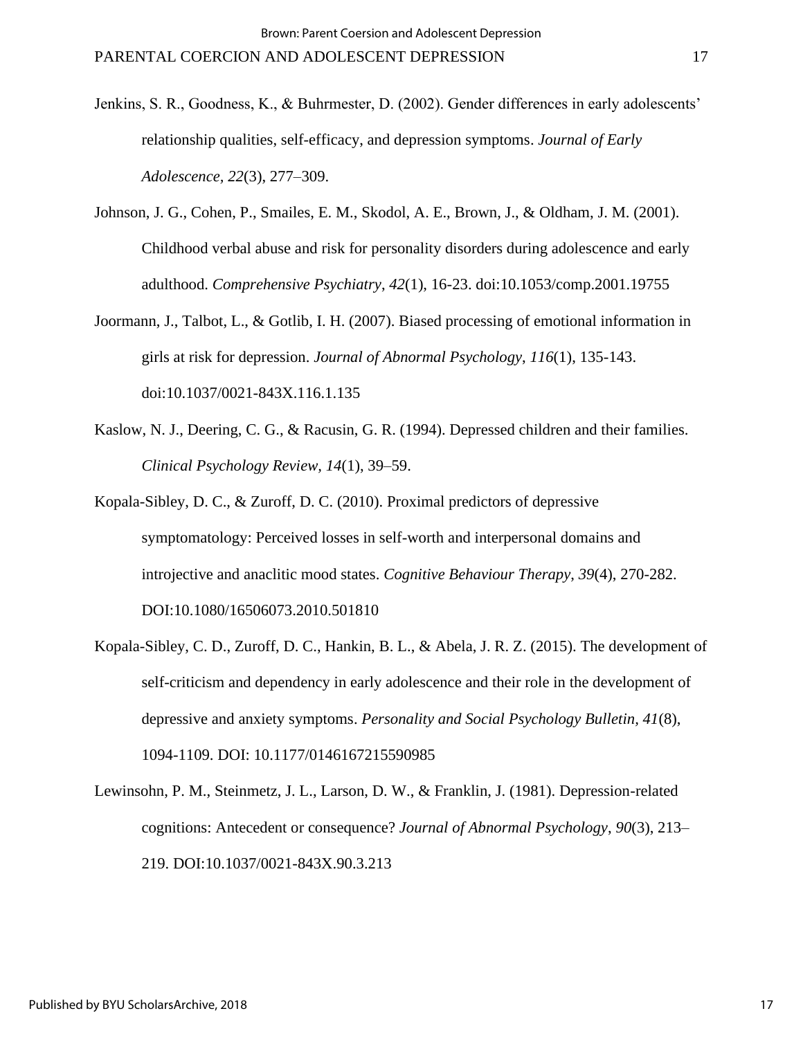Jenkins, S. R., Goodness, K., & Buhrmester, D. (2002). Gender differences in early adolescents' relationship qualities, self-efficacy, and depression symptoms. *Journal of Early Adolescence*, *22*(3), 277–309.

Johnson, J. G., Cohen, P., Smailes, E. M., Skodol, A. E., Brown, J., & Oldham, J. M. (2001). Childhood verbal abuse and risk for personality disorders during adolescence and early adulthood. *Comprehensive Psychiatry*, *42*(1), 16-23. doi:10.1053/comp.2001.19755

Joormann, J., Talbot, L., & Gotlib, I. H. (2007). Biased processing of emotional information in girls at risk for depression. *Journal of Abnormal Psychology*, *116*(1), 135-143. doi:10.1037/0021-843X.116.1.135

Kaslow, N. J., Deering, C. G., & Racusin, G. R. (1994). Depressed children and their families. *Clinical Psychology Review, 14*(1), 39–59.

Kopala-Sibley, D. C., & Zuroff, D. C. (2010). Proximal predictors of depressive symptomatology: Perceived losses in self-worth and interpersonal domains and introjective and anaclitic mood states. *Cognitive Behaviour Therapy, 39*(4), 270-282. DOI:10.1080/16506073.2010.501810

Kopala-Sibley, C. D., Zuroff, D. C., Hankin, B. L., & Abela, J. R. Z. (2015). The development of self-criticism and dependency in early adolescence and their role in the development of depressive and anxiety symptoms. *Personality and Social Psychology Bulletin, 41*(8), 1094-1109. DOI: 10.1177/0146167215590985

Lewinsohn, P. M., Steinmetz, J. L., Larson, D. W., & Franklin, J. (1981). Depression-related cognitions: Antecedent or consequence? *Journal of Abnormal Psychology*, *90*(3), 213–219. DOI:10.1037/0021-843X.90.3.213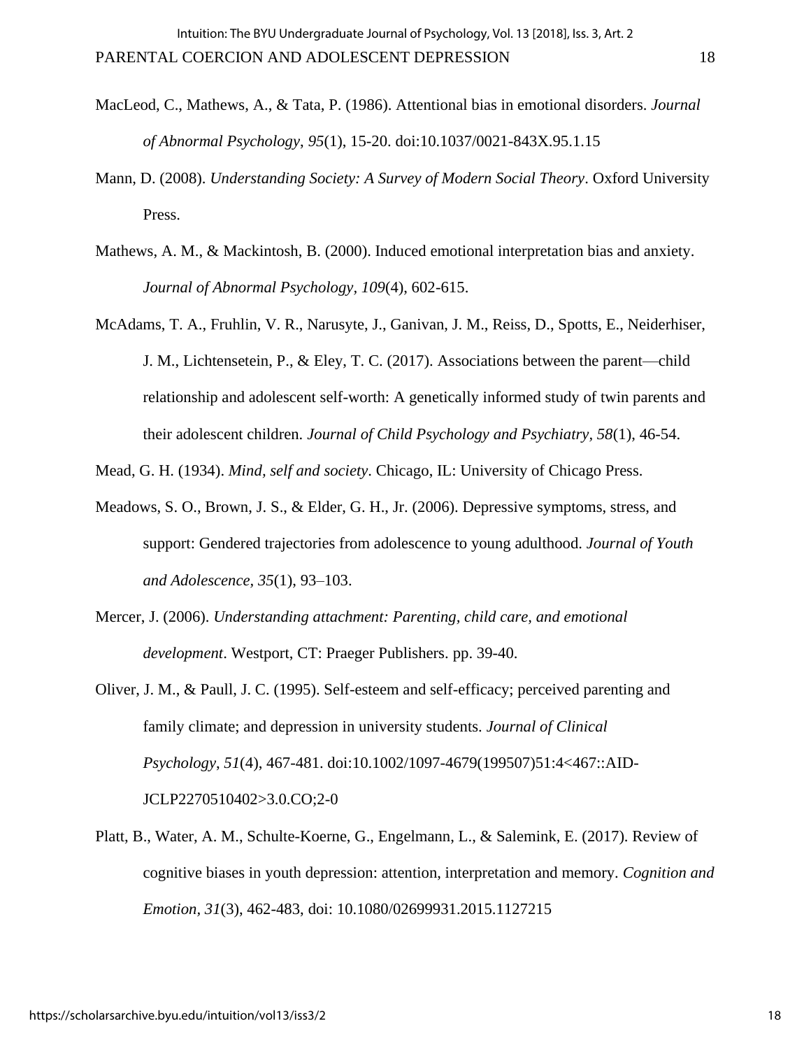MacLeod, C., Mathews, A., & Tata, P. (1986). Attentional bias in emotional disorders. *Journal of Abnormal Psychology*, *95*(1), 15-20. doi:10.1037/0021-843X.95.1.15

Mann, D. (2008). *Understanding Society: A Survey of Modern Social Theory*. Oxford University Press.

Mathews, A. M., & Mackintosh, B. (2000). Induced emotional interpretation bias and anxiety. *Journal of Abnormal Psychology*, *109*(4), 602-615.

McAdams, T. A., Fruhlin, V. R., Narusyte, J., Ganivan, J. M., Reiss, D., Spotts, E., Neiderhiser, J. M., Lichtensetein, P., & Eley, T. C. (2017). Associations between the parent—child relationship and adolescent self-worth: A genetically informed study of twin parents and their adolescent children. *Journal of Child Psychology and Psychiatry*, *58*(1), 46-54.

Mead, G. H. (1934). *Mind, self and society*. Chicago, IL: University of Chicago Press.

Meadows, S. O., Brown, J. S., & Elder, G. H., Jr. (2006). Depressive symptoms, stress, and support: Gendered trajectories from adolescence to young adulthood. *Journal of Youth and Adolescence, 35*(1), 93–103.

Mercer, J. (2006). *Understanding attachment: Parenting, child care, and emotional development*. Westport, CT: Praeger Publishers. pp. 39-40.

Oliver, J. M., & Paull, J. C. (1995). Self-esteem and self-efficacy; perceived parenting and family climate; and depression in university students. *Journal of Clinical Psychology*, *51*(4), 467-481. doi:10.1002/1097-4679(199507)51:4<467::AID-JCLP2270510402>3.0.CO;2-0

Platt, B., Water, A. M., Schulte-Koerne, G., Engelmann, L., & Salemink, E. (2017). Review of cognitive biases in youth depression: attention, interpretation and memory. *Cognition and Emotion, 31*(3), 462-483, doi: 10.1080/02699931.2015.1127215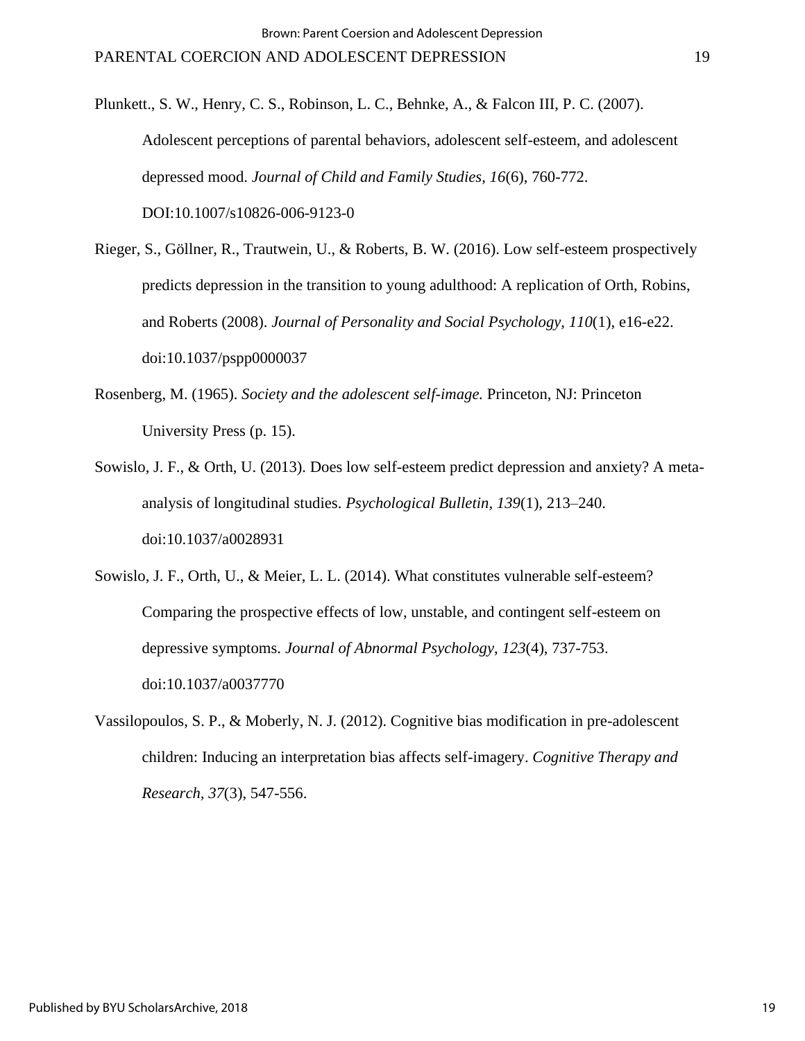Plunkett., S. W., Henry, C. S., Robinson, L. C., Behnke, A., & Falcon III, P. C. (2007). Adolescent perceptions of parental behaviors, adolescent self-esteem, and adolescent depressed mood. *Journal of Child and Family Studies, 16*(6), 760-772. DOI:10.1007/s10826-006-9123-0

Rieger, S., Göllner, R., Trautwein, U., & Roberts, B. W. (2016). Low self-esteem prospectively predicts depression in the transition to young adulthood: A replication of Orth, Robins, and Roberts (2008). *Journal of Personality and Social Psychology, 110*(1), e16-e22. doi:10.1037/pspp0000037

Rosenberg, M. (1965). *Society and the adolescent self-image.* Princeton, NJ: Princeton University Press (p. 15).

Sowislo, J. F., & Orth, U. (2013). Does low self-esteem predict depression and anxiety? A meta-analysis of longitudinal studies. *Psychological Bulletin, 139*(1), 213–240. doi:10.1037/a0028931

Sowislo, J. F., Orth, U., & Meier, L. L. (2014). What constitutes vulnerable self-esteem? Comparing the prospective effects of low, unstable, and contingent self-esteem on depressive symptoms. *Journal of Abnormal Psychology, 123*(4), 737-753. doi:10.1037/a0037770

Vassilopoulos, S. P., & Moberly, N. J. (2012). Cognitive bias modification in pre-adolescent children: Inducing an interpretation bias affects self-imagery. *Cognitive Therapy and Research, 37*(3), 547-556.